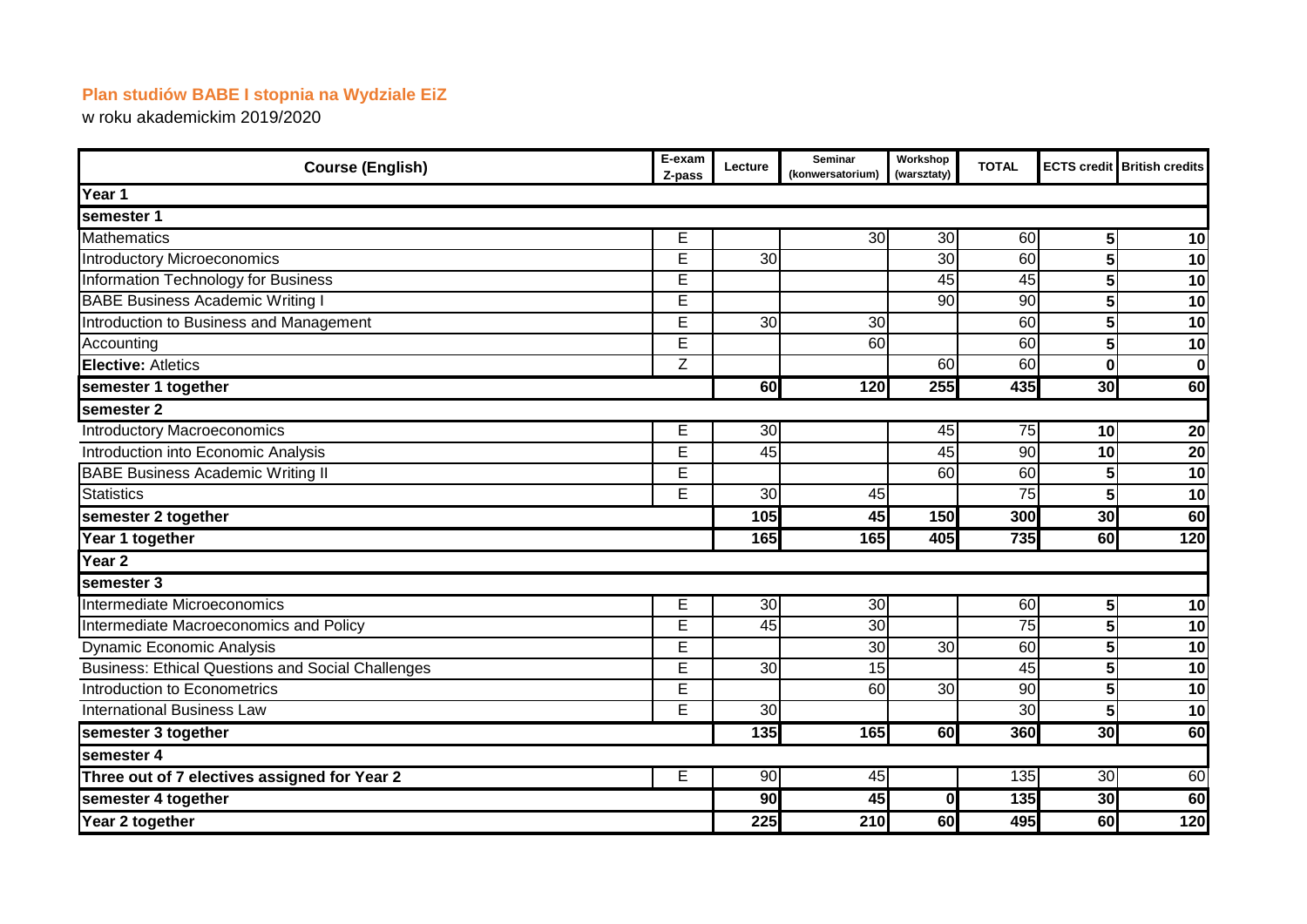## Plan studiów BABE I stopnia na Wydziale EiZ

w roku akademickim 2019/2020

| Course (English) | E-exam Z-pass | Lecture | Seminar (konwersatorium) | Workshop (warsztaty) | TOTAL | ECTS credit | British credits |
|---|---|---|---|---|---|---|---|
| **Year 1** | | | | | | | |
| **semester 1** | | | | | | | |
| Mathematics | E | | 30 | 30 | 60 | 5 | 10 |
| Introductory Microeconomics | E | 30 | | 30 | 60 | 5 | 10 |
| Information Technology for Business | E | | | 45 | 45 | 5 | 10 |
| BABE Business Academic Writing I | E | | | 90 | 90 | 5 | 10 |
| Introduction to Business and Management | E | 30 | 30 | | 60 | 5 | 10 |
| Accounting | E | | 60 | | 60 | 5 | 10 |
| **Elective:** Atletics | Z | | | 60 | 60 | 0 | 0 |
| **semester 1 together** | | **60** | **120** | **255** | **435** | **30** | **60** |
| **semester 2** | | | | | | | |
| Introductory Macroeconomics | E | 30 | | 45 | 75 | 10 | 20 |
| Introduction into Economic Analysis | E | 45 | | 45 | 90 | 10 | 20 |
| BABE Business Academic Writing II | E | | | 60 | 60 | 5 | 10 |
| Statistics | E | 30 | 45 | | 75 | 5 | 10 |
| **semester 2 together** | | **105** | **45** | **150** | **300** | **30** | **60** |
| **Year 1 together** | | **165** | **165** | **405** | **735** | **60** | **120** |
| **Year 2** | | | | | | | |
| **semester 3** | | | | | | | |
| Intermediate Microeconomics | E | 30 | 30 | | 60 | 5 | 10 |
| Intermediate Macroeconomics and Policy | E | 45 | 30 | | 75 | 5 | 10 |
| Dynamic Economic Analysis | E | | 30 | 30 | 60 | 5 | 10 |
| Business: Ethical Questions and Social Challenges | E | 30 | 15 | | 45 | 5 | 10 |
| Introduction to Econometrics | E | | 60 | 30 | 90 | 5 | 10 |
| International Business Law | E | 30 | | | 30 | 5 | 10 |
| **semester 3 together** | | **135** | **165** | **60** | **360** | **30** | **60** |
| **semester 4** | | | | | | | |
| **Three out of 7 electives assigned for Year 2** | E | 90 | 45 | | 135 | 30 | 60 |
| **semester 4 together** | | **90** | **45** | **0** | **135** | **30** | **60** |
| **Year 2 together** | | **225** | **210** | **60** | **495** | **60** | **120** |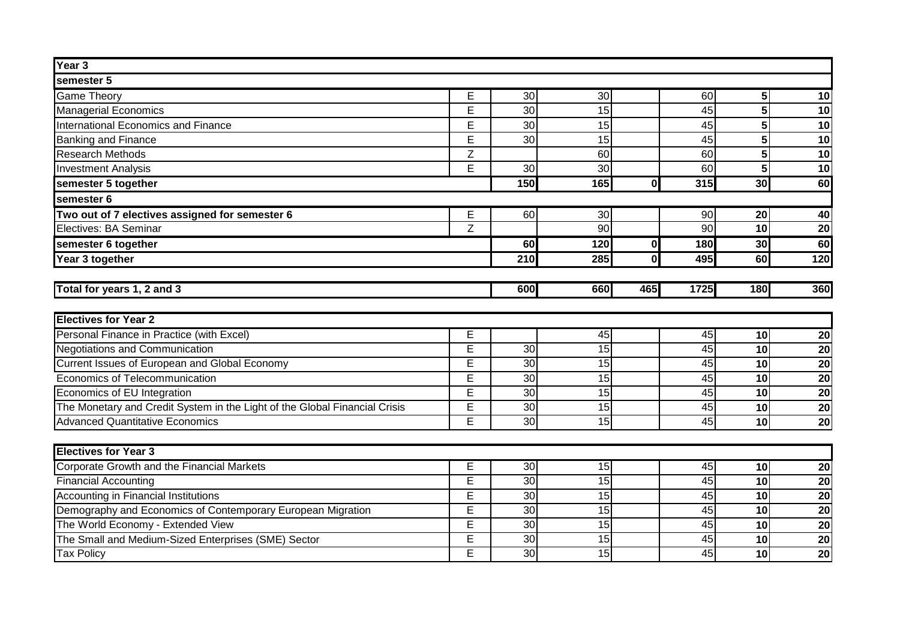| | | | | | | | |
|---|---|---|---|---|---|---|---|
| **Year 3** | | | | | | | |
| **semester 5** | | | | | | | |
| Game Theory | E | 30 | 30 | | 60 | **5** | **10** |
| Managerial Economics | E | 30 | 15 | | 45 | **5** | **10** |
| International Economics and Finance | E | 30 | 15 | | 45 | **5** | **10** |
| Banking and Finance | E | 30 | 15 | | 45 | **5** | **10** |
| Research Methods | Z | | 60 | | 60 | **5** | **10** |
| Investment Analysis | E | 30 | 30 | | 60 | **5** | **10** |
| **semester 5 together** | | **150** | **165** | **0** | **315** | **30** | **60** |
| **semester 6** | | | | | | | |
| **Two out of 7 electives assigned for semester 6** | E | 60 | 30 | | 90 | **20** | **40** |
| Electives: BA Seminar | Z | | 90 | | 90 | **10** | **20** |
| **semester 6 together** | | **60** | **120** | **0** | **180** | **30** | **60** |
| **Year 3 together** | | **210** | **285** | **0** | **495** | **60** | **120** |
| | | | | | | | |
| **Total for years 1, 2 and 3** | | **600** | **660** | **465** | **1725** | **180** | **360** |
| | | | | | | | |
| **Electives for Year 2** | | | | | | | |
| Personal Finance in Practice (with Excel) | E | | 45 | | 45 | **10** | **20** |
| Negotiations and Communication | E | 30 | 15 | | 45 | **10** | **20** |
| Current Issues of European and Global Economy | E | 30 | 15 | | 45 | **10** | **20** |
| Economics of Telecommunication | E | 30 | 15 | | 45 | **10** | **20** |
| Economics of EU Integration | E | 30 | 15 | | 45 | **10** | **20** |
| The Monetary and Credit System in the Light of the Global Financial Crisis | E | 30 | 15 | | 45 | **10** | **20** |
| Advanced Quantitative Economics | E | 30 | 15 | | 45 | **10** | **20** |
| | | | | | | | |
| **Electives for Year 3** | | | | | | | |
| Corporate Growth and the Financial Markets | E | 30 | 15 | | 45 | **10** | **20** |
| Financial Accounting | E | 30 | 15 | | 45 | **10** | **20** |
| Accounting in Financial Institutions | E | 30 | 15 | | 45 | **10** | **20** |
| Demography and Economics of Contemporary European Migration | E | 30 | 15 | | 45 | **10** | **20** |
| The World Economy - Extended View | E | 30 | 15 | | 45 | **10** | **20** |
| The Small and Medium-Sized Enterprises (SME) Sector | E | 30 | 15 | | 45 | **10** | **20** |
| Tax Policy | E | 30 | 15 | | 45 | **10** | **20** |